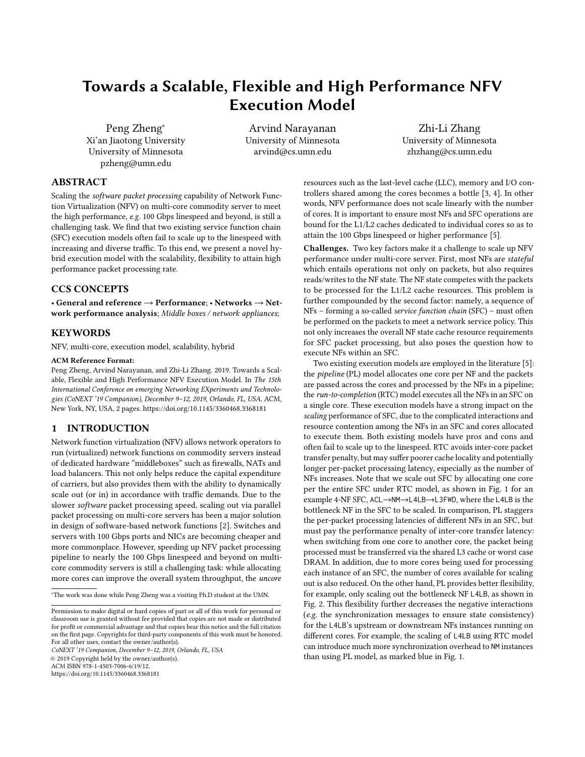# Towards a Scalable, Flexible and High Performance NFV Execution Model

Peng Zheng*
Xi'an Jiaotong University
University of Minnesota
pzheng@umn.edu

Arvind Narayanan
University of Minnesota
arvind@cs.umn.edu

Zhi-Li Zhang
University of Minnesota
zhzhang@cs.umn.edu

## ABSTRACT

Scaling the *software packet processing* capability of Network Function Virtualization (NFV) on multi-core commodity server to meet the high performance, *e.g.* 100 Gbps linespeed and beyond, is still a challenging task. We find that two existing service function chain (SFC) execution models often fail to scale up to the linespeed with increasing and diverse traffic. To this end, we present a novel hybrid execution model with the scalability, flexibility to attain high performance packet processing rate.

## CCS CONCEPTS

• **General and reference → Performance**; • **Networks → Network performance analysis**; *Middle boxes / network appliances*;

## KEYWORDS

NFV, multi-core, execution model, scalability, hybrid

**ACM Reference Format:**

Peng Zheng, Arvind Narayanan, and Zhi-Li Zhang. 2019. Towards a Scalable, Flexible and High Performance NFV Execution Model. In *The 15th International Conference on emerging Networking EXperiments and Technologies (CoNEXT '19 Companion), December 9–12, 2019, Orlando, FL, USA.* ACM, New York, NY, USA, 2 pages. https://doi.org/10.1145/3360468.3368181

## 1 INTRODUCTION

Network function virtualization (NFV) allows network operators to run (virtualized) network functions on commodity servers instead of dedicated hardware "middleboxes" such as firewalls, NATs and load balancers. This not only helps reduce the capital expenditure of carriers, but also provides them with the ability to dynamically scale out (or in) in accordance with traffic demands. Due to the slower *software* packet processing speed, scaling out via parallel packet processing on multi-core servers has been a major solution in design of software-based network functions [2]. Switches and servers with 100 Gbps ports and NICs are becoming cheaper and more commonplace. However, speeding up NFV packet processing pipeline to nearly the 100 Gbps linespeed and beyond on multi-core commodity servers is still a challenging task: while allocating more cores can improve the overall system throughput, the *uncore* resources such as the last-level cache (LLC), memory and I/O controllers shared among the cores becomes a bottle [3, 4]. In other words, NFV performance does not scale linearly with the number of cores. It is important to ensure most NFs and SFC operations are bound for the L1/L2 caches dedicated to individual cores so as to attain the 100 Gbps linespeed or higher performance [5].

**Challenges.** Two key factors make it a challenge to scale up NFV performance under multi-core server. First, most NFs are *stateful* which entails operations not only on packets, but also requires reads/writes to the NF state. The NF state competes with the packets to be processed for the L1/L2 cache resources. This problem is further compounded by the second factor: namely, a sequence of NFs – forming a so-called *service function chain* (SFC) – must often be performed on the packets to meet a network service policy. This not only increases the overall NF state cache resource requirements for SFC packet processing, but also poses the question how to execute NFs within an SFC.

Two existing execution models are employed in the literature [5]: the *pipeline* (PL) model allocates one core per NF and the packets are passed across the cores and processed by the NFs in a pipeline; the *run-to-completion* (RTC) model executes all the NFs in an SFC on a single core. These execution models have a strong impact on the *scaling* performance of SFC, due to the complicated interactions and resource contention among the NFs in an SFC and cores allocated to execute them. Both existing models have pros and cons and often fail to scale up to the linespeed. RTC avoids inter-core packet transfer penalty, but may suffer poorer cache locality and potentially longer per-packet processing latency, especially as the number of NFs increases. Note that we scale out SFC by allocating one core per the entire SFC under RTC model, as shown in Fig. 1 for an example 4-NF SFC, ACL→NM→L4LB→L3FWD, where the L4LB is the bottleneck NF in the SFC to be scaled. In comparison, PL staggers the per-packet processing latencies of different NFs in an SFC, but must pay the performance penalty of inter-core transfer latency: when switching from one core to another core, the packet being processed must be transferred via the shared L3 cache or worst case DRAM. In addition, due to more cores being used for processing each instance of an SFC, the number of cores available for scaling out is also reduced. On the other hand, PL provides better flexibility, for example, only scaling out the bottleneck NF L4LB, as shown in Fig. 2. This flexibility further decreases the negative interactions (*e.g.* the synchronization messages to ensure state consistency) for the L4LB's upstream or downstream NFs instances running on different cores. For example, the scaling of L4LB using RTC model can introduce much more synchronization overhead to NM instances than using PL model, as marked blue in Fig. 1.

*The work was done while Peng Zheng was a visiting Ph.D student at the UMN.

Permission to make digital or hard copies of part or all of this work for personal or classroom use is granted without fee provided that copies are not made or distributed for profit or commercial advantage and that copies bear this notice and the full citation on the first page. Copyrights for third-party components of this work must be honored. For all other uses, contact the owner/author(s).
*CoNEXT '19 Companion, December 9–12, 2019, Orlando, FL, USA*
© 2019 Copyright held by the owner/author(s).
ACM ISBN 978-1-4503-7006-6/19/12.
https://doi.org/10.1145/3360468.3368181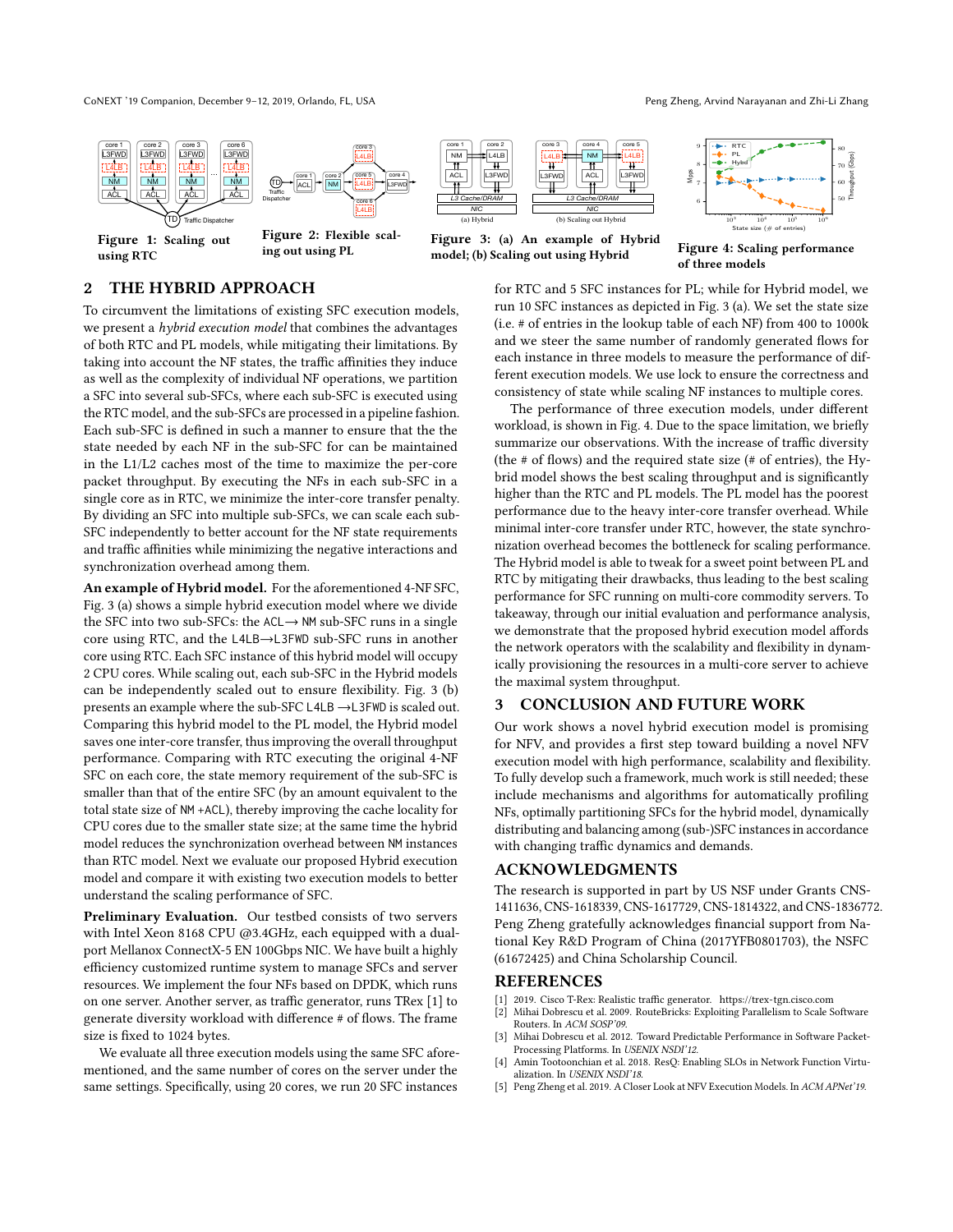core 1 L3FWD L4LB NM ACL core 2 L3FWD L4LB NM ACL core 3 L3FWD L4LB NM ACL ... core 6 L3FWD L4LB NM ACL

TD Traffic Dispatcher

Figure 1: Scaling out using RTC

TD Traffic Dispatcher core 1 ACL core 2 NM core 3 L4LB core 5 L4LB core 6 L4LB core 4 L3FWD

Figure 2: Flexible scaling out using PL

core 1 NM ACL core 2 L4LB L3FWD L3 Cache/DRAM NIC (a) Hybrid

core 3 L4LB L3FWD core 4 NM ACL core 5 L4LB L3FWD L3 Cache/DRAM NIC (b) Scaling out Hybrid

Figure 3: (a) An example of Hybrid model; (b) Scaling out using Hybrid

RTC PL Hybd

Mpps 6 7 8 9

Throughput (Gbps) 50 60 70 80

$10^3$ $10^4$ $10^5$ $10^6$

State size (# of entries)

Figure 4: Scaling performance of three models

## 2 THE HYBRID APPROACH

To circumvent the limitations of existing SFC execution models, we present a *hybrid execution model* that combines the advantages of both RTC and PL models, while mitigating their limitations. By taking into account the NF states, the traffic affinities they induce as well as the complexity of individual NF operations, we partition a SFC into several sub-SFCs, where each sub-SFC is executed using the RTC model, and the sub-SFCs are processed in a pipeline fashion. Each sub-SFC is defined in such a manner to ensure that the the state needed by each NF in the sub-SFC for can be maintained in the L1/L2 caches most of the time to maximize the per-core packet throughput. By executing the NFs in each sub-SFC in a single core as in RTC, we minimize the inter-core transfer penalty. By dividing an SFC into multiple sub-SFCs, we can scale each sub-SFC independently to better account for the NF state requirements and traffic affinities while minimizing the negative interactions and synchronization overhead among them.

**An example of Hybrid model.** For the aforementioned 4-NF SFC, Fig. 3 (a) shows a simple hybrid execution model where we divide the SFC into two sub-SFCs: the ACL→ NM sub-SFC runs in a single core using RTC, and the L4LB→L3FWD sub-SFC runs in another core using RTC. Each SFC instance of this hybrid model will occupy 2 CPU cores. While scaling out, each sub-SFC in the Hybrid models can be independently scaled out to ensure flexibility. Fig. 3 (b) presents an example where the sub-SFC L4LB →L3FWD is scaled out. Comparing this hybrid model to the PL model, the Hybrid model saves one inter-core transfer, thus improving the overall throughput performance. Comparing with RTC executing the original 4-NF SFC on each core, the state memory requirement of the sub-SFC is smaller than that of the entire SFC (by an amount equivalent to the total state size of NM +ACL), thereby improving the cache locality for CPU cores due to the smaller state size; at the same time the hybrid model reduces the synchronization overhead between NM instances than RTC model. Next we evaluate our proposed Hybrid execution model and compare it with existing two execution models to better understand the scaling performance of SFC.

**Preliminary Evaluation.** Our testbed consists of two servers with Intel Xeon 8168 CPU @3.4GHz, each equipped with a dual-port Mellanox ConnectX-5 EN 100Gbps NIC. We have built a highly efficiency customized runtime system to manage SFCs and server resources. We implement the four NFs based on DPDK, which runs on one server. Another server, as traffic generator, runs TRex [1] to generate diversity workload with difference # of flows. The frame size is fixed to 1024 bytes.

We evaluate all three execution models using the same SFC aforementioned, and the same number of cores on the server under the same settings. Specifically, using 20 cores, we run 20 SFC instances for RTC and 5 SFC instances for PL; while for Hybrid model, we run 10 SFC instances as depicted in Fig. 3 (a). We set the state size (i.e. # of entries in the lookup table of each NF) from 400 to 1000k and we steer the same number of randomly generated flows for each instance in three models to measure the performance of different execution models. We use lock to ensure the correctness and consistency of state while scaling NF instances to multiple cores.

The performance of three execution models, under different workload, is shown in Fig. 4. Due to the space limitation, we briefly summarize our observations. With the increase of traffic diversity (the # of flows) and the required state size (# of entries), the Hybrid model shows the best scaling throughput and is significantly higher than the RTC and PL models. The PL model has the poorest performance due to the heavy inter-core transfer overhead. While minimal inter-core transfer under RTC, however, the state synchronization overhead becomes the bottleneck for scaling performance. The Hybrid model is able to tweak for a sweet point between PL and RTC by mitigating their drawbacks, thus leading to the best scaling performance for SFC running on multi-core commodity servers. To takeaway, through our initial evaluation and performance analysis, we demonstrate that the proposed hybrid execution model affords the network operators with the scalability and flexibility in dynamically provisioning the resources in a multi-core server to achieve the maximal system throughput.

## 3 CONCLUSION AND FUTURE WORK

Our work shows a novel hybrid execution model is promising for NFV, and provides a first step toward building a novel NFV execution model with high performance, scalability and flexibility. To fully develop such a framework, much work is still needed; these include mechanisms and algorithms for automatically profiling NFs, optimally partitioning SFCs for the hybrid model, dynamically distributing and balancing among (sub-)SFC instances in accordance with changing traffic dynamics and demands.

## ACKNOWLEDGMENTS

The research is supported in part by US NSF under Grants CNS-1411636, CNS-1618339, CNS-1617729, CNS-1814322, and CNS-1836772. Peng Zheng gratefully acknowledges financial support from National Key R&D Program of China (2017YFB0801703), the NSFC (61672425) and China Scholarship Council.

## REFERENCES

[1] 2019. Cisco T-Rex: Realistic traffic generator. https://trex-tgn.cisco.com
[2] Mihai Dobrescu et al. 2009. RouteBricks: Exploiting Parallelism to Scale Software Routers. In *ACM SOSP'09*.
[3] Mihai Dobrescu et al. 2012. Toward Predictable Performance in Software Packet-Processing Platforms. In *USENIX NSDI'12*.
[4] Amin Tootoonchian et al. 2018. ResQ: Enabling SLOs in Network Function Virtualization. In *USENIX NSDI'18*.
[5] Peng Zheng et al. 2019. A Closer Look at NFV Execution Models. In *ACM APNet'19*.